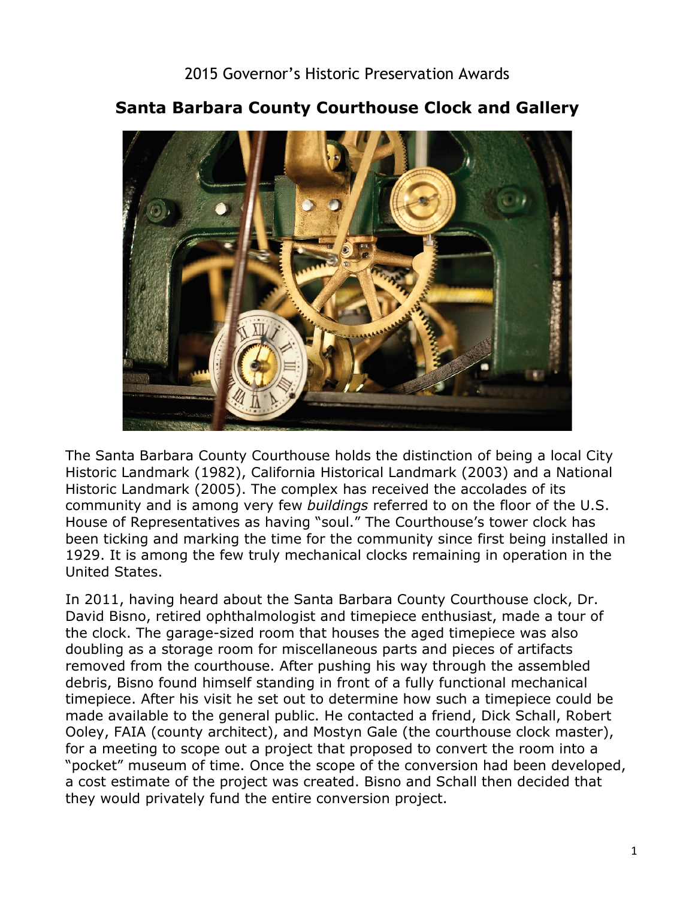2015 Governor's Historic Preservation Awards

## Santa Barbara County Courthouse Clock and Gallery

The Santa Barbara County Courthouse holds the distinction of being a local City Historic Landmark (1982), California Historical Landmark (2003) and a National Historic Landmark (2005). The complex has received the accolades of its community and is among very few *buildings* referred to on the floor of the U.S. House of Representatives as having "soul." The Courthouse's tower clock has been ticking and marking the time for the community since first being installed in 1929. It is among the few truly mechanical clocks remaining in operation in the United States.

In 2011, having heard about the Santa Barbara County Courthouse clock, Dr. David Bisno, retired ophthalmologist and timepiece enthusiast, made a tour of the clock. The garage-sized room that houses the aged timepiece was also doubling as a storage room for miscellaneous parts and pieces of artifacts removed from the courthouse. After pushing his way through the assembled debris, Bisno found himself standing in front of a fully functional mechanical timepiece. After his visit he set out to determine how such a timepiece could be made available to the general public. He contacted a friend, Dick Schall, Robert Ooley, FAIA (county architect), and Mostyn Gale (the courthouse clock master), for a meeting to scope out a project that proposed to convert the room into a "pocket" museum of time. Once the scope of the conversion had been developed, a cost estimate of the project was created. Bisno and Schall then decided that they would privately fund the entire conversion project.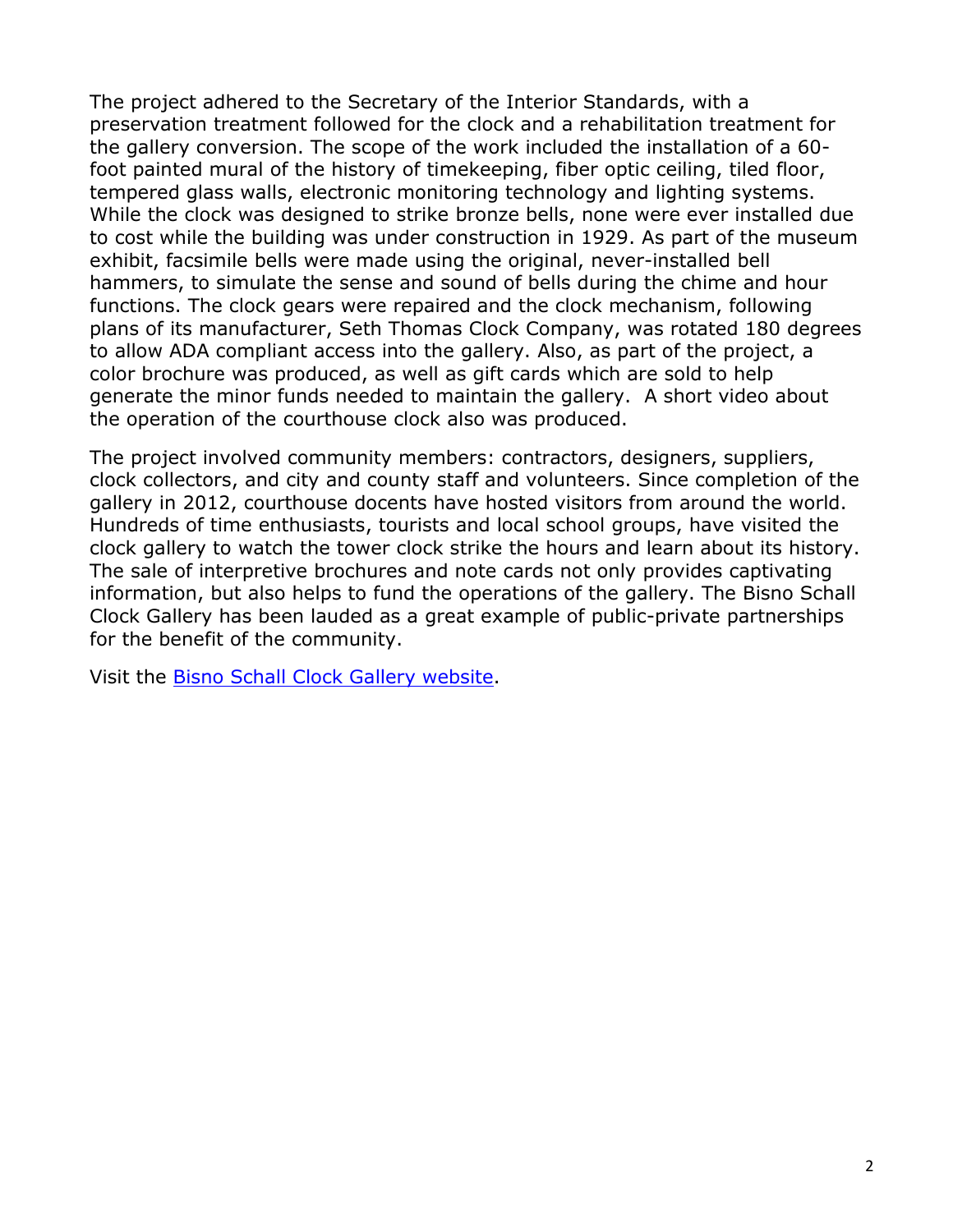The project adhered to the Secretary of the Interior Standards, with a preservation treatment followed for the clock and a rehabilitation treatment for the gallery conversion. The scope of the work included the installation of a 60-foot painted mural of the history of timekeeping, fiber optic ceiling, tiled floor, tempered glass walls, electronic monitoring technology and lighting systems. While the clock was designed to strike bronze bells, none were ever installed due to cost while the building was under construction in 1929. As part of the museum exhibit, facsimile bells were made using the original, never-installed bell hammers, to simulate the sense and sound of bells during the chime and hour functions. The clock gears were repaired and the clock mechanism, following plans of its manufacturer, Seth Thomas Clock Company, was rotated 180 degrees to allow ADA compliant access into the gallery. Also, as part of the project, a color brochure was produced, as well as gift cards which are sold to help generate the minor funds needed to maintain the gallery. A short video about the operation of the courthouse clock also was produced.

The project involved community members: contractors, designers, suppliers, clock collectors, and city and county staff and volunteers. Since completion of the gallery in 2012, courthouse docents have hosted visitors from around the world. Hundreds of time enthusiasts, tourists and local school groups, have visited the clock gallery to watch the tower clock strike the hours and learn about its history. The sale of interpretive brochures and note cards not only provides captivating information, but also helps to fund the operations of the gallery. The Bisno Schall Clock Gallery has been lauded as a great example of public-private partnerships for the benefit of the community.

Visit the [Bisno Schall Clock Gallery website](#).